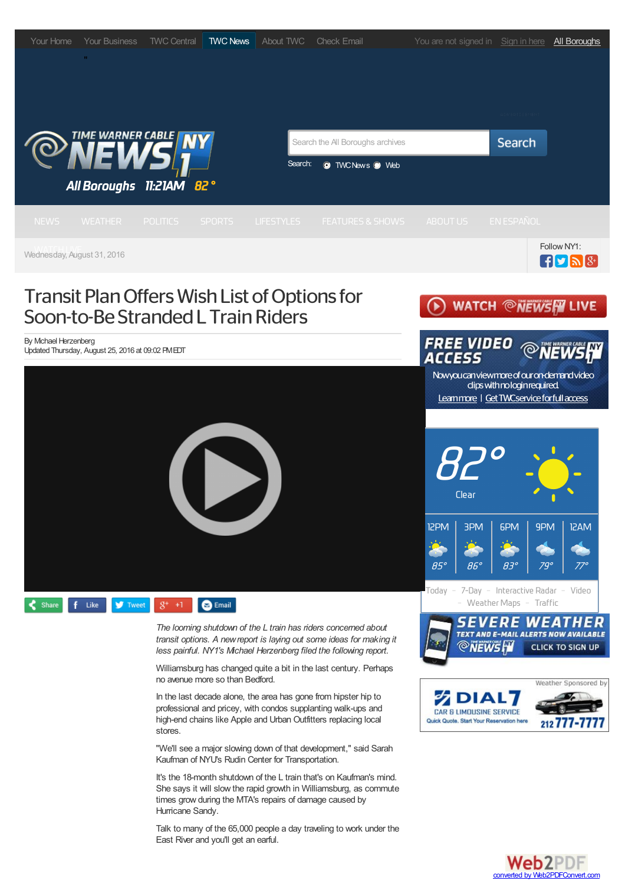Your Home | Your Business | TWC Central | TWC News | About TWC | Check Email

You are not signed in | Sign in here | All Boroughs

All Boroughs 11:21AM 82°

Search: TWC News Web

NEWS | WEATHER | POLITICS | SPORTS | LIFESTYLES | FEATURES & SHOWS | ABOUT US | EN ESPAÑOL | WATCH LIVE

Wednesday, August 31, 2016

Follow NY1:

# Transit Plan Offers Wish List of Options for Soon-to-Be Stranded L Train Riders

By Michael Herzenberg
Updated Thursday, August 25, 2016 at 09:02 PM EDT

Share | Like | Tweet | +1 | Email

*The looming shutdown of the L train has riders concerned about transit options. A new report is laying out some ideas for making it less painful. NY1's Michael Herzenberg filed the following report.*

Williamsburg has changed quite a bit in the last century. Perhaps no avenue more so than Bedford.

In the last decade alone, the area has gone from hipster hip to professional and pricey, with condos supplanting walk-ups and high-end chains like Apple and Urban Outfitters replacing local stores.

"We'll see a major slowing down of that development," said Sarah Kaufman of NYU's Rudin Center for Transportation.

It's the 18-month shutdown of the L train that's on Kaufman's mind. She says it will slow the rapid growth in Williamsburg, as commute times grow during the MTA's repairs of damage caused by Hurricane Sandy.

Talk to many of the 65,000 people a day traveling to work under the East River and you'll get an earful.

WATCH NY1 LIVE

FREE VIDEO ACCESS
Now you can view more of our on-demand video clips with no login required.
Learn more | Get TWC service for full access

82° Clear

| 12PM | 3PM | 6PM | 9PM | 12AM |
|---|---|---|---|---|
| 85° | 86° | 83° | 79° | 77° |

Today - 7-Day - Interactive Radar - Video - Weather Maps - Traffic

SEVERE WEATHER TEXT AND E-MAIL ALERTS NOW AVAILABLE — CLICK TO SIGN UP

Weather Sponsored by
DIAL 7 CAR & LIMOUSINE SERVICE
Quick Quote. Start Your Reservation here
212 777-7777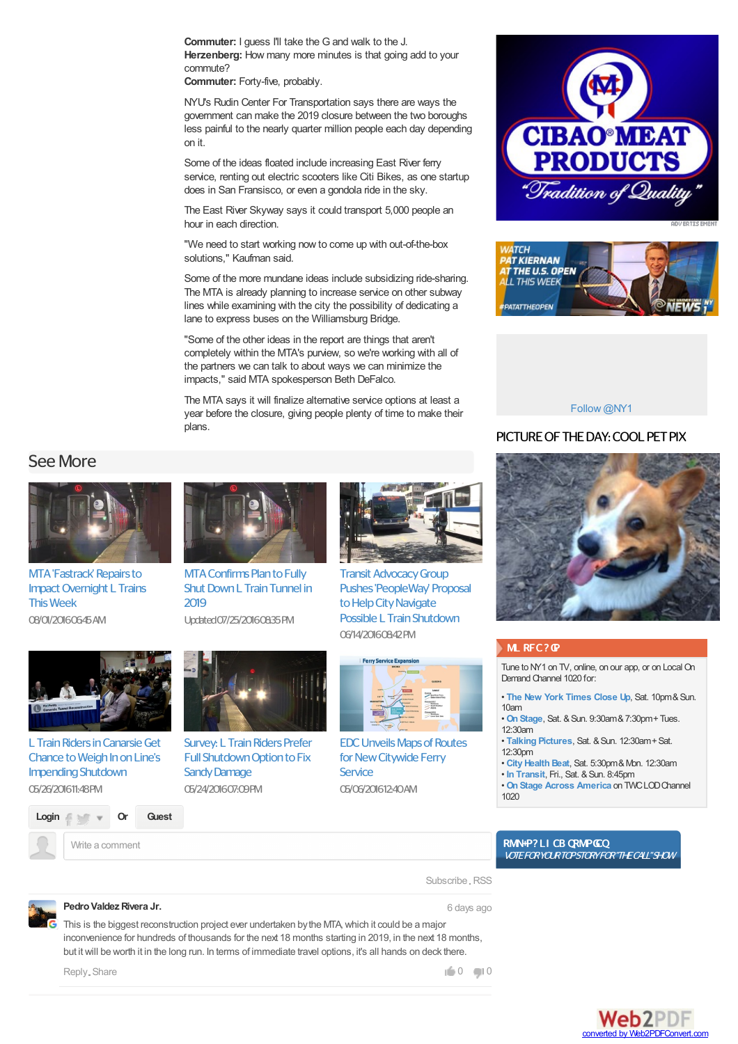**Commuter:** I guess I'll take the G and walk to the J.
**Herzenberg:** How many more minutes is that going add to your commute?
**Commuter:** Forty-five, probably.

NYU's Rudin Center For Transportation says there are ways the government can make the 2019 closure between the two boroughs less painful to the nearly quarter million people each day depending on it.

Some of the ideas floated include increasing East River ferry service, renting out electric scooters like Citi Bikes, as one startup does in San Fransisco, or even a gondola ride in the sky.

The East River Skyway says it could transport 5,000 people an hour in each direction.

"We need to start working now to come up with out-of-the-box solutions," Kaufman said.

Some of the more mundane ideas include subsidizing ride-sharing. The MTA is already planning to increase service on other subway lines while examining with the city the possibility of dedicating a lane to express buses on the Williamsburg Bridge.

"Some of the other ideas in the report are things that aren't completely within the MTA's purview, so we're working with all of the partners we can talk to about ways we can minimize the impacts," said MTA spokesperson Beth DeFalco.

The MTA says it will finalize alternative service options at least a year before the closure, giving people plenty of time to make their plans.

## See More

- MTA 'Fastrack' Repairs to Impact Overnight L Trains This Week — 08/01/2016 06:45 AM
- MTA Confirms Plan to Fully Shut Down L Train Tunnel in 2019 — Updated 07/25/2016 08:35 PM
- Transit Advocacy Group Pushes 'PeopleWay' Proposal to Help City Navigate Possible L Train Shutdown — 06/14/2016 08:42 PM
- L Train Riders in Canarsie Get Chance to Weigh In on Line's Impending Shutdown — 05/26/2016 11:48 PM
- Survey: L Train Riders Prefer Full Shutdown Option to Fix Sandy Damage — 05/24/2016 07:09 PM
- EDC Unveils Maps of Routes for New Citywide Ferry Service — 05/06/2016 12:40 AM

Login Or Guest

Write a comment

Subscribe RSS

**Pedro Valdez Rivera Jr.** — 6 days ago

This is the biggest reconstruction project ever undertaken by the MTA, which it could be a major inconvenience for hundreds of thousands for the next 18 months starting in 2019, in the next 18 months, but it will be worth it in the long run. In terms of immediate travel options, it's all hands on deck there.

Reply Share 0 0

ADVERTISEMENT

Follow @NY1

## PICTURE OF THE DAY: COOL PET PIX

Tune to NY1 on TV, online, on our app, or on Local On Demand Channel 1020 for:

- The New York Times Close Up, Sat. 10pm & Sun. 10am
- On Stage, Sat. & Sun. 9:30am & 7:30pm + Tues. 12:30am
- Talking Pictures, Sat. & Sun. 12:30am + Sat. 12:30pm
- City Health Beat, Sat. 5:30pm & Mon. 12:30am
- In Transit, Fri., Sat. & Sun. 8:45pm
- On Stage Across America on TWC LOD Channel 1020

VOTE FOR YOUR TOP STORY FOR "THE CALL" SHOW